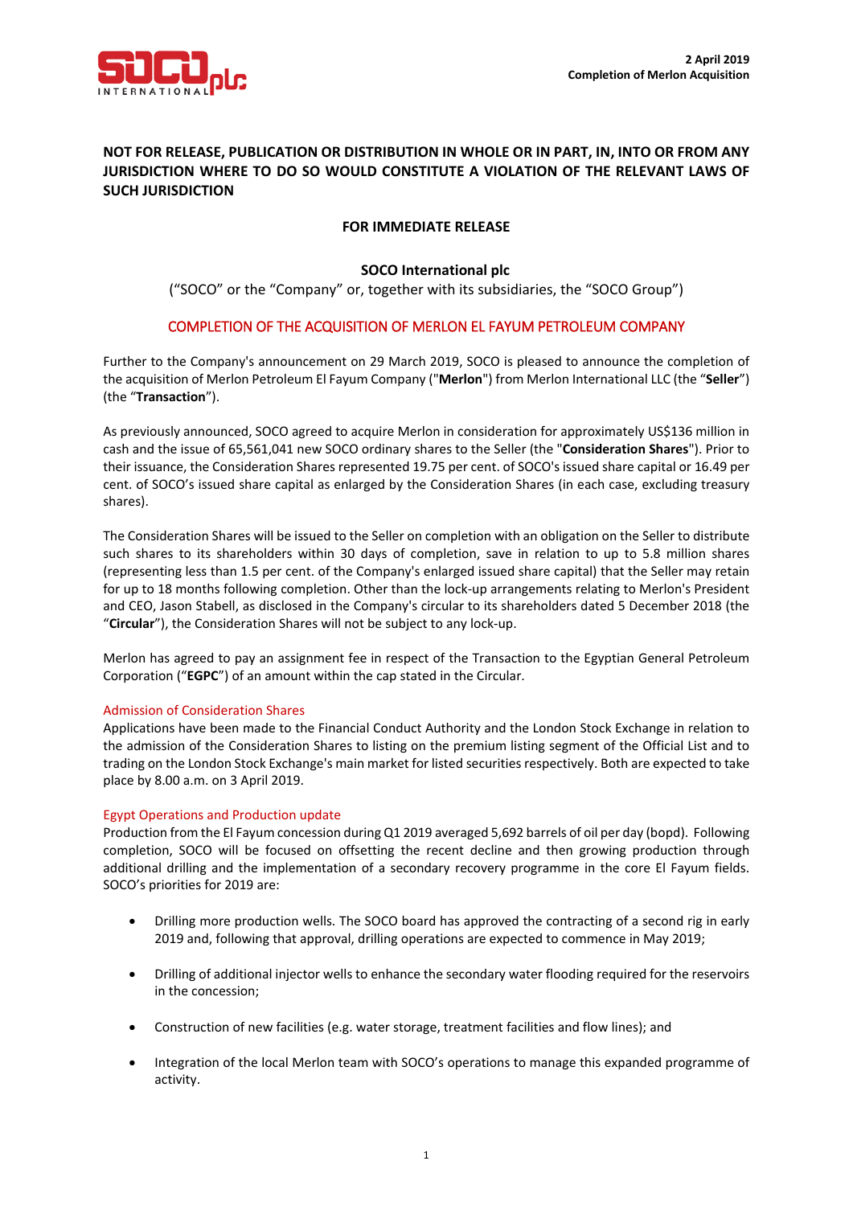**2 April 2019**
**Completion of Merlon Acquisition**

**NOT FOR RELEASE, PUBLICATION OR DISTRIBUTION IN WHOLE OR IN PART, IN, INTO OR FROM ANY JURISDICTION WHERE TO DO SO WOULD CONSTITUTE A VIOLATION OF THE RELEVANT LAWS OF SUCH JURISDICTION**

**FOR IMMEDIATE RELEASE**

**SOCO International plc**

("SOCO" or the "Company" or, together with its subsidiaries, the "SOCO Group")

## COMPLETION OF THE ACQUISITION OF MERLON EL FAYUM PETROLEUM COMPANY

Further to the Company's announcement on 29 March 2019, SOCO is pleased to announce the completion of the acquisition of Merlon Petroleum El Fayum Company ("**Merlon**") from Merlon International LLC (the "**Seller**") (the "**Transaction**").

As previously announced, SOCO agreed to acquire Merlon in consideration for approximately US$136 million in cash and the issue of 65,561,041 new SOCO ordinary shares to the Seller (the "**Consideration Shares**"). Prior to their issuance, the Consideration Shares represented 19.75 per cent. of SOCO's issued share capital or 16.49 per cent. of SOCO's issued share capital as enlarged by the Consideration Shares (in each case, excluding treasury shares).

The Consideration Shares will be issued to the Seller on completion with an obligation on the Seller to distribute such shares to its shareholders within 30 days of completion, save in relation to up to 5.8 million shares (representing less than 1.5 per cent. of the Company's enlarged issued share capital) that the Seller may retain for up to 18 months following completion. Other than the lock-up arrangements relating to Merlon's President and CEO, Jason Stabell, as disclosed in the Company's circular to its shareholders dated 5 December 2018 (the "**Circular**"), the Consideration Shares will not be subject to any lock-up.

Merlon has agreed to pay an assignment fee in respect of the Transaction to the Egyptian General Petroleum Corporation ("**EGPC**") of an amount within the cap stated in the Circular.

### Admission of Consideration Shares

Applications have been made to the Financial Conduct Authority and the London Stock Exchange in relation to the admission of the Consideration Shares to listing on the premium listing segment of the Official List and to trading on the London Stock Exchange's main market for listed securities respectively. Both are expected to take place by 8.00 a.m. on 3 April 2019.

### Egypt Operations and Production update

Production from the El Fayum concession during Q1 2019 averaged 5,692 barrels of oil per day (bopd). Following completion, SOCO will be focused on offsetting the recent decline and then growing production through additional drilling and the implementation of a secondary recovery programme in the core El Fayum fields. SOCO's priorities for 2019 are:

- Drilling more production wells. The SOCO board has approved the contracting of a second rig in early 2019 and, following that approval, drilling operations are expected to commence in May 2019;
- Drilling of additional injector wells to enhance the secondary water flooding required for the reservoirs in the concession;
- Construction of new facilities (e.g. water storage, treatment facilities and flow lines); and
- Integration of the local Merlon team with SOCO's operations to manage this expanded programme of activity.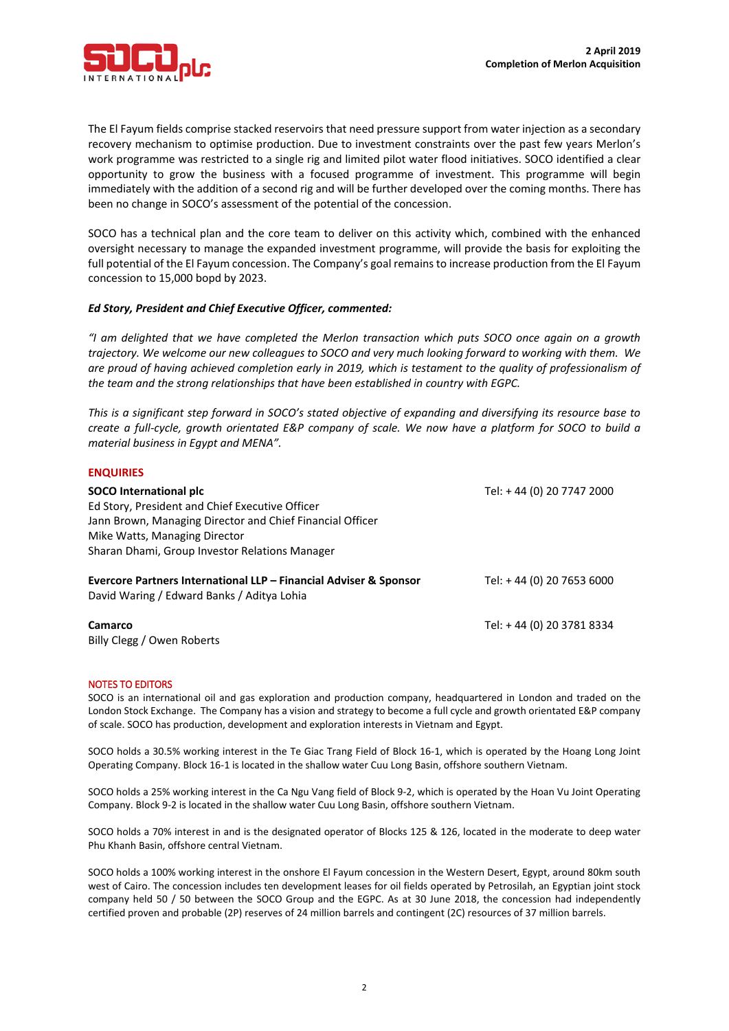The El Fayum fields comprise stacked reservoirs that need pressure support from water injection as a secondary recovery mechanism to optimise production. Due to investment constraints over the past few years Merlon's work programme was restricted to a single rig and limited pilot water flood initiatives. SOCO identified a clear opportunity to grow the business with a focused programme of investment. This programme will begin immediately with the addition of a second rig and will be further developed over the coming months. There has been no change in SOCO's assessment of the potential of the concession.

SOCO has a technical plan and the core team to deliver on this activity which, combined with the enhanced oversight necessary to manage the expanded investment programme, will provide the basis for exploiting the full potential of the El Fayum concession. The Company's goal remains to increase production from the El Fayum concession to 15,000 bopd by 2023.

***Ed Story, President and Chief Executive Officer, commented:***

*"I am delighted that we have completed the Merlon transaction which puts SOCO once again on a growth trajectory. We welcome our new colleagues to SOCO and very much looking forward to working with them. We are proud of having achieved completion early in 2019, which is testament to the quality of professionalism of the team and the strong relationships that have been established in country with EGPC.*

*This is a significant step forward in SOCO's stated objective of expanding and diversifying its resource base to create a full-cycle, growth orientated E&P company of scale. We now have a platform for SOCO to build a material business in Egypt and MENA".*

## ENQUIRIES

**SOCO International plc** — Tel: + 44 (0) 20 7747 2000
Ed Story, President and Chief Executive Officer
Jann Brown, Managing Director and Chief Financial Officer
Mike Watts, Managing Director
Sharan Dhami, Group Investor Relations Manager

**Evercore Partners International LLP – Financial Adviser & Sponsor** — Tel: + 44 (0) 20 7653 6000
David Waring / Edward Banks / Aditya Lohia

**Camarco** — Tel: + 44 (0) 20 3781 8334
Billy Clegg / Owen Roberts

## NOTES TO EDITORS

SOCO is an international oil and gas exploration and production company, headquartered in London and traded on the London Stock Exchange. The Company has a vision and strategy to become a full cycle and growth orientated E&P company of scale. SOCO has production, development and exploration interests in Vietnam and Egypt.

SOCO holds a 30.5% working interest in the Te Giac Trang Field of Block 16-1, which is operated by the Hoang Long Joint Operating Company. Block 16-1 is located in the shallow water Cuu Long Basin, offshore southern Vietnam.

SOCO holds a 25% working interest in the Ca Ngu Vang field of Block 9-2, which is operated by the Hoan Vu Joint Operating Company. Block 9-2 is located in the shallow water Cuu Long Basin, offshore southern Vietnam.

SOCO holds a 70% interest in and is the designated operator of Blocks 125 & 126, located in the moderate to deep water Phu Khanh Basin, offshore central Vietnam.

SOCO holds a 100% working interest in the onshore El Fayum concession in the Western Desert, Egypt, around 80km south west of Cairo. The concession includes ten development leases for oil fields operated by Petrosilah, an Egyptian joint stock company held 50 / 50 between the SOCO Group and the EGPC. As at 30 June 2018, the concession had independently certified proven and probable (2P) reserves of 24 million barrels and contingent (2C) resources of 37 million barrels.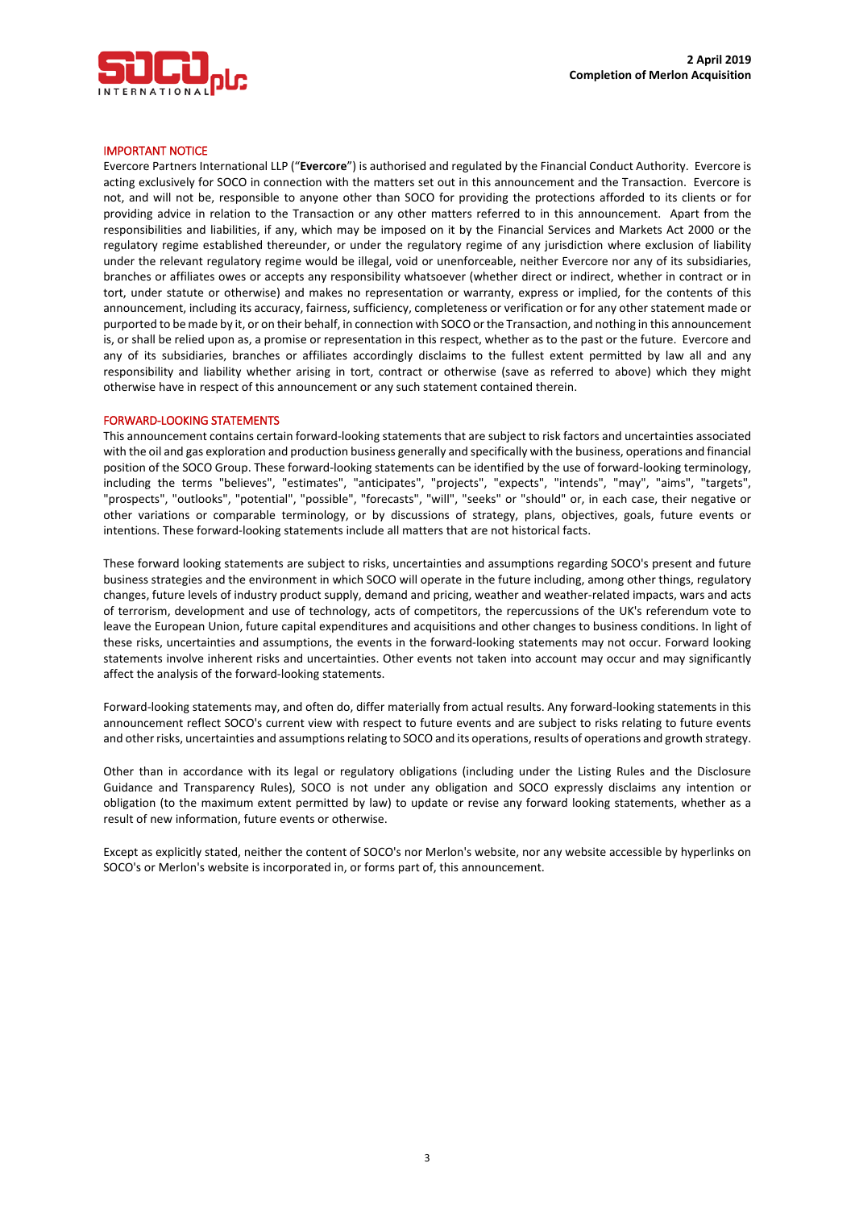## IMPORTANT NOTICE

Evercore Partners International LLP ("**Evercore**") is authorised and regulated by the Financial Conduct Authority. Evercore is acting exclusively for SOCO in connection with the matters set out in this announcement and the Transaction. Evercore is not, and will not be, responsible to anyone other than SOCO for providing the protections afforded to its clients or for providing advice in relation to the Transaction or any other matters referred to in this announcement. Apart from the responsibilities and liabilities, if any, which may be imposed on it by the Financial Services and Markets Act 2000 or the regulatory regime established thereunder, or under the regulatory regime of any jurisdiction where exclusion of liability under the relevant regulatory regime would be illegal, void or unenforceable, neither Evercore nor any of its subsidiaries, branches or affiliates owes or accepts any responsibility whatsoever (whether direct or indirect, whether in contract or in tort, under statute or otherwise) and makes no representation or warranty, express or implied, for the contents of this announcement, including its accuracy, fairness, sufficiency, completeness or verification or for any other statement made or purported to be made by it, or on their behalf, in connection with SOCO or the Transaction, and nothing in this announcement is, or shall be relied upon as, a promise or representation in this respect, whether as to the past or the future. Evercore and any of its subsidiaries, branches or affiliates accordingly disclaims to the fullest extent permitted by law all and any responsibility and liability whether arising in tort, contract or otherwise (save as referred to above) which they might otherwise have in respect of this announcement or any such statement contained therein.

## FORWARD-LOOKING STATEMENTS

This announcement contains certain forward-looking statements that are subject to risk factors and uncertainties associated with the oil and gas exploration and production business generally and specifically with the business, operations and financial position of the SOCO Group. These forward-looking statements can be identified by the use of forward-looking terminology, including the terms "believes", "estimates", "anticipates", "projects", "expects", "intends", "may", "aims", "targets", "prospects", "outlooks", "potential", "possible", "forecasts", "will", "seeks" or "should" or, in each case, their negative or other variations or comparable terminology, or by discussions of strategy, plans, objectives, goals, future events or intentions. These forward-looking statements include all matters that are not historical facts.

These forward looking statements are subject to risks, uncertainties and assumptions regarding SOCO's present and future business strategies and the environment in which SOCO will operate in the future including, among other things, regulatory changes, future levels of industry product supply, demand and pricing, weather and weather-related impacts, wars and acts of terrorism, development and use of technology, acts of competitors, the repercussions of the UK's referendum vote to leave the European Union, future capital expenditures and acquisitions and other changes to business conditions. In light of these risks, uncertainties and assumptions, the events in the forward-looking statements may not occur. Forward looking statements involve inherent risks and uncertainties. Other events not taken into account may occur and may significantly affect the analysis of the forward-looking statements.

Forward-looking statements may, and often do, differ materially from actual results. Any forward-looking statements in this announcement reflect SOCO's current view with respect to future events and are subject to risks relating to future events and other risks, uncertainties and assumptions relating to SOCO and its operations, results of operations and growth strategy.

Other than in accordance with its legal or regulatory obligations (including under the Listing Rules and the Disclosure Guidance and Transparency Rules), SOCO is not under any obligation and SOCO expressly disclaims any intention or obligation (to the maximum extent permitted by law) to update or revise any forward looking statements, whether as a result of new information, future events or otherwise.

Except as explicitly stated, neither the content of SOCO's nor Merlon's website, nor any website accessible by hyperlinks on SOCO's or Merlon's website is incorporated in, or forms part of, this announcement.